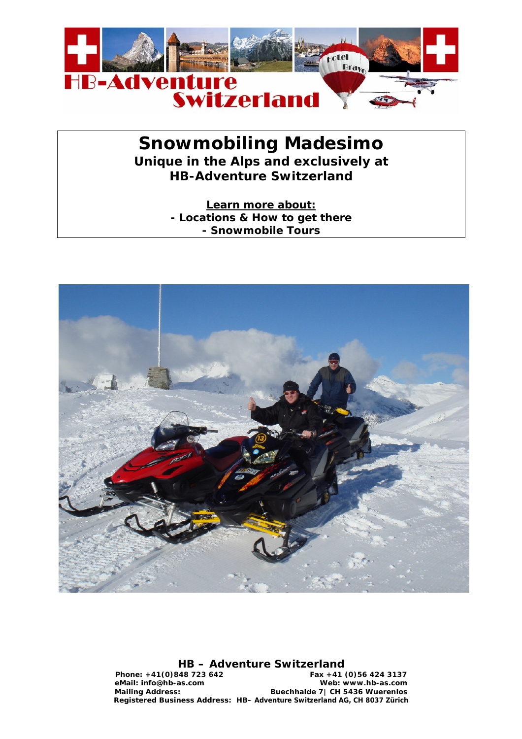# Snowmobiling Madesimo

**Unique in the Alps and exclusively at HB-Adventure Switzerland**

**Learn more about:**

- **Locations & How to get there**
- **Snowmobile Tours**

**HB – Adventure Switzerland**

**Phone: +41(0)848 723 642** **Fax +41 (0)56 424 3137**
**eMail: info@hb-as.com** **Web: www.hb-as.com**
**Mailing Address:** **Buechhalde 7| CH 5436 Wuerenlos**
**Registered Business Address: HB– Adventure Switzerland AG, CH 8037 Zürich**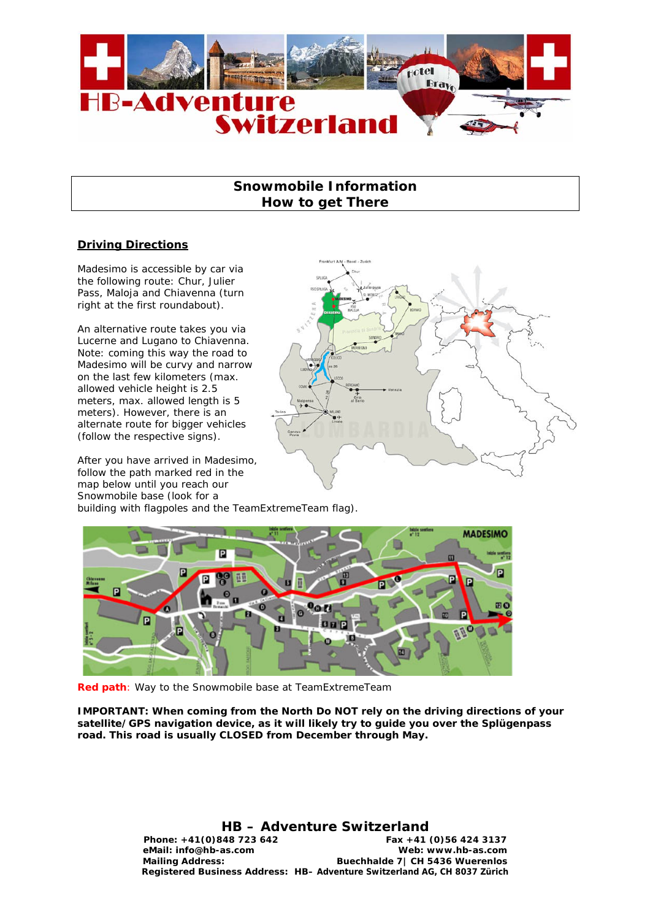# Snowmobile Information
## How to get There

**Driving Directions**

Madesimo is accessible by car via the following route: Chur, Julier Pass, Maloja and Chiavenna (turn right at the first roundabout).

An alternative route takes you via Lucerne and Lugano to Chiavenna. Note: coming this way the road to Madesimo will be curvy and narrow on the last few kilometers (max. allowed vehicle height is 2.5 meters, max. allowed length is 5 meters). However, there is an alternate route for bigger vehicles (follow the respective signs).

After you have arrived in Madesimo, follow the path marked red in the map below until you reach our Snowmobile base (look for a building with flagpoles and the TeamExtremeTeam flag).

**Red path**: Way to the Snowmobile base at TeamExtremeTeam

**IMPORTANT: When coming from the North Do NOT rely on the driving directions of your satellite/GPS navigation device, as it will likely try to guide you over the Splügenpass road. This road is usually CLOSED from December through May.**

**HB – Adventure Switzerland**

**Phone: +41(0)848 723 642** **Fax +41 (0)56 424 3137**
**eMail: info@hb-as.com** **Web: www.hb-as.com**
**Mailing Address:** **Buechhalde 7| CH 5436 Wuerenlos**
**Registered Business Address: HB– Adventure Switzerland AG, CH 8037 Zürich**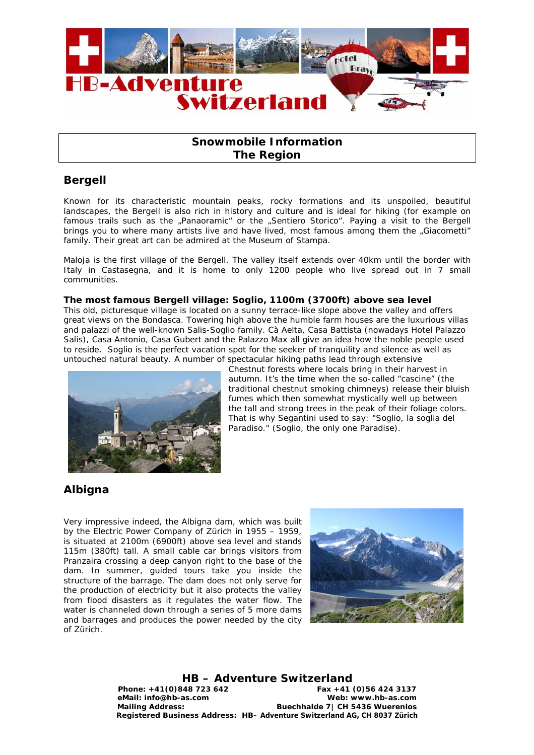## Snowmobile Information
## The Region

## Bergell

Known for its characteristic mountain peaks, rocky formations and its unspoiled, beautiful landscapes, the Bergell is also rich in history and culture and is ideal for hiking (for example on famous trails such as the „Panaoramic" or the „Sentiero Storico". Paying a visit to the Bergell brings you to where many artists live and have lived, most famous among them the „Giacometti" family. Their great art can be admired at the Museum of Stampa.

Maloja is the first village of the Bergell. The valley itself extends over 40km until the border with Italy in Castasegna, and it is home to only 1200 people who live spread out in 7 small communities.

**The most famous Bergell village: Soglio, 1100m (3700ft) above sea level**

This old, picturesque village is located on a sunny terrace-like slope above the valley and offers great views on the Bondasca. Towering high above the humble farm houses are the luxurious villas and palazzi of the well-known Salis-Soglio family. Cà Aelta, Casa Battista (nowadays Hotel Palazzo Salis), Casa Antonio, Casa Gubert and the Palazzo Max all give an idea how the noble people used to reside. Soglio is the perfect vacation spot for the seeker of tranquility and silence as well as untouched natural beauty. A number of spectacular hiking paths lead through extensive Chestnut forests where locals bring in their harvest in autumn. It's the time when the so-called "cascine" (the traditional chestnut smoking chimneys) release their bluish fumes which then somewhat mystically well up between the tall and strong trees in the peak of their foliage colors. That is why Segantini used to say: "Soglio, la soglia del Paradiso." (Soglio, the only one Paradise).

## Albigna

Very impressive indeed, the Albigna dam, which was built by the Electric Power Company of Zürich in 1955 – 1959, is situated at 2100m (6900ft) above sea level and stands 115m (380ft) tall. A small cable car brings visitors from Pranzaira crossing a deep canyon right to the base of the dam. In summer, guided tours take you inside the structure of the barrage. The dam does not only serve for the production of electricity but it also protects the valley from flood disasters as it regulates the water flow. The water is channeled down through a series of 5 more dams and barrages and produces the power needed by the city of Zürich.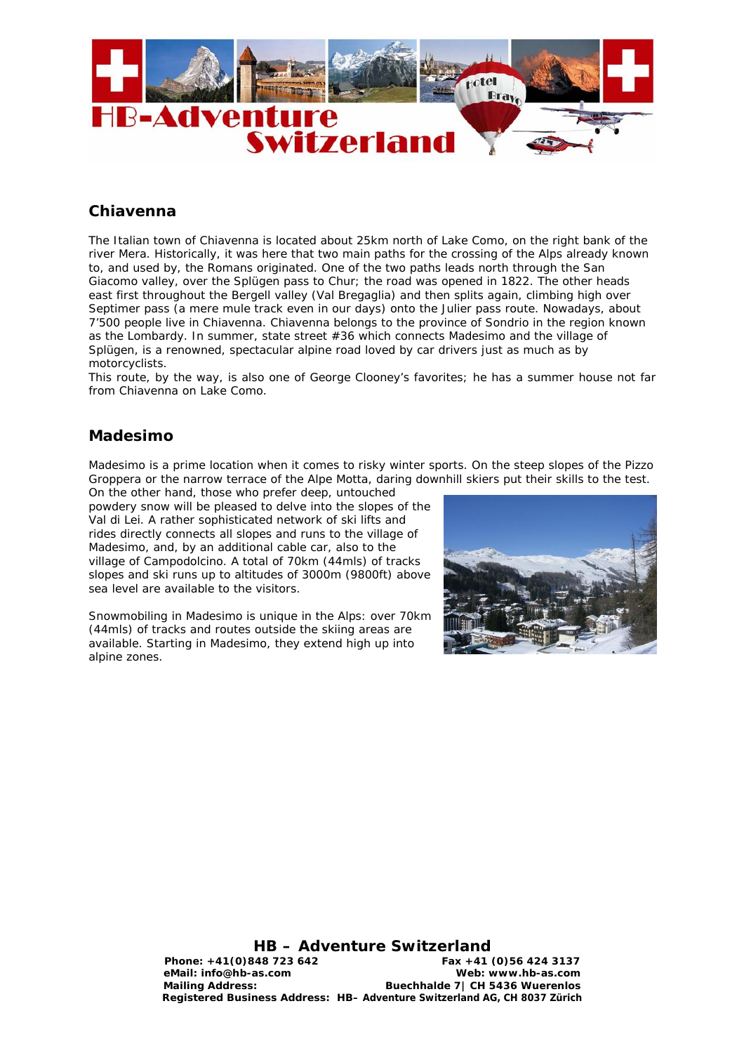## Chiavenna

The Italian town of Chiavenna is located about 25km north of Lake Como, on the right bank of the river Mera. Historically, it was here that two main paths for the crossing of the Alps already known to, and used by, the Romans originated. One of the two paths leads north through the San Giacomo valley, over the Splügen pass to Chur; the road was opened in 1822. The other heads east first throughout the Bergell valley (Val Bregaglia) and then splits again, climbing high over Septimer pass (a mere mule track even in our days) onto the Julier pass route. Nowadays, about 7'500 people live in Chiavenna. Chiavenna belongs to the province of Sondrio in the region known as the Lombardy. In summer, state street #36 which connects Madesimo and the village of Splügen, is a renowned, spectacular alpine road loved by car drivers just as much as by motorcyclists.

This route, by the way, is also one of George Clooney's favorites; he has a summer house not far from Chiavenna on Lake Como.

## Madesimo

Madesimo is a prime location when it comes to risky winter sports. On the steep slopes of the Pizzo Groppera or the narrow terrace of the Alpe Motta, daring downhill skiers put their skills to the test. On the other hand, those who prefer deep, untouched powdery snow will be pleased to delve into the slopes of the Val di Lei. A rather sophisticated network of ski lifts and rides directly connects all slopes and runs to the village of Madesimo, and, by an additional cable car, also to the village of Campodolcino. A total of 70km (44mls) of tracks slopes and ski runs up to altitudes of 3000m (9800ft) above sea level are available to the visitors.

Snowmobiling in Madesimo is unique in the Alps: over 70km (44mls) of tracks and routes outside the skiing areas are available. Starting in Madesimo, they extend high up into alpine zones.

**HB – Adventure Switzerland**

**Phone: +41(0)848 723 642** **Fax +41 (0)56 424 3137**
**eMail: info@hb-as.com** **Web: www.hb-as.com**
**Mailing Address:** **Buechhalde 7| CH 5436 Wuerenlos**
**Registered Business Address: HB– Adventure Switzerland AG, CH 8037 Zürich**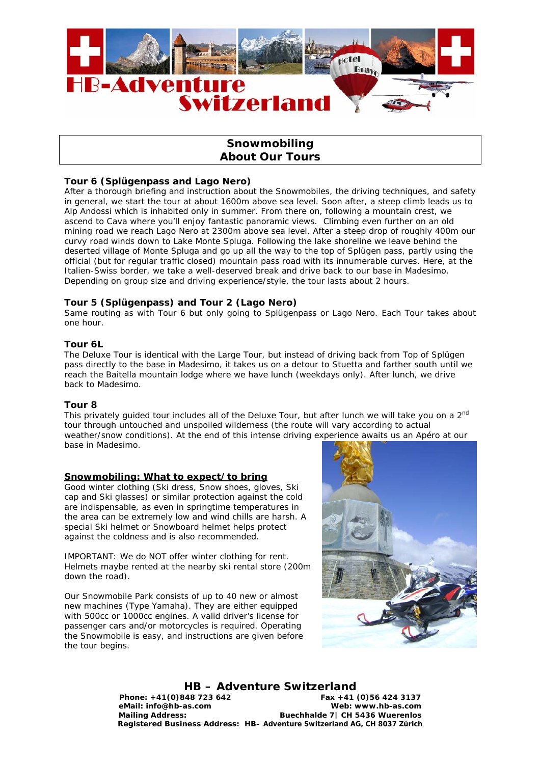# HB-Adventure Switzerland

## Snowmobiling
## About Our Tours

### Tour 6 (Splügenpass and Lago Nero)

After a thorough briefing and instruction about the Snowmobiles, the driving techniques, and safety in general, we start the tour at about 1600m above sea level. Soon after, a steep climb leads us to Alp Andossi which is inhabited only in summer. From there on, following a mountain crest, we ascend to Cava where you'll enjoy fantastic panoramic views. Climbing even further on an old mining road we reach Lago Nero at 2300m above sea level. After a steep drop of roughly 400m our curvy road winds down to Lake Monte Spluga. Following the lake shoreline we leave behind the deserted village of Monte Spluga and go up all the way to the top of Splügen pass, partly using the official (but for regular traffic closed) mountain pass road with its innumerable curves. Here, at the Italien-Swiss border, we take a well-deserved break and drive back to our base in Madesimo. Depending on group size and driving experience/style, the tour lasts about 2 hours.

### Tour 5 (Splügenpass) and Tour 2 (Lago Nero)

Same routing as with Tour 6 but only going to Splügenpass or Lago Nero. Each Tour takes about one hour.

### Tour 6L

The Deluxe Tour is identical with the Large Tour, but instead of driving back from Top of Splügen pass directly to the base in Madesimo, it takes us on a detour to Stuetta and farther south until we reach the Baitella mountain lodge where we have lunch (weekdays only). After lunch, we drive back to Madesimo.

### Tour 8

This privately guided tour includes all of the Deluxe Tour, but after lunch we will take you on a 2nd tour through untouched and unspoiled wilderness (the route will vary according to actual weather/snow conditions). At the end of this intense driving experience awaits us an Apéro at our base in Madesimo.

### Snowmobiling: What to expect/ to bring

Good winter clothing (Ski dress, Snow shoes, gloves, Ski cap and Ski glasses) or similar protection against the cold are indispensable, as even in springtime temperatures in the area can be extremely low and wind chills are harsh. A special Ski helmet or Snowboard helmet helps protect against the coldness and is also recommended.

IMPORTANT: We do NOT offer winter clothing for rent. Helmets maybe rented at the nearby ski rental store (200m down the road).

Our Snowmobile Park consists of up to 40 new or almost new machines (Type Yamaha). They are either equipped with 500cc or 1000cc engines. A valid driver's license for passenger cars and/or motorcycles is required. Operating the Snowmobile is easy, and instructions are given before the tour begins.

**HB – Adventure Switzerland**

**Phone: +41(0)848 723 642** **Fax +41 (0)56 424 3137**
**eMail: info@hb-as.com** **Web: www.hb-as.com**
**Mailing Address:** **Buechhalde 7| CH 5436 Wuerenlos**
**Registered Business Address: HB– Adventure Switzerland AG, CH 8037 Zürich**